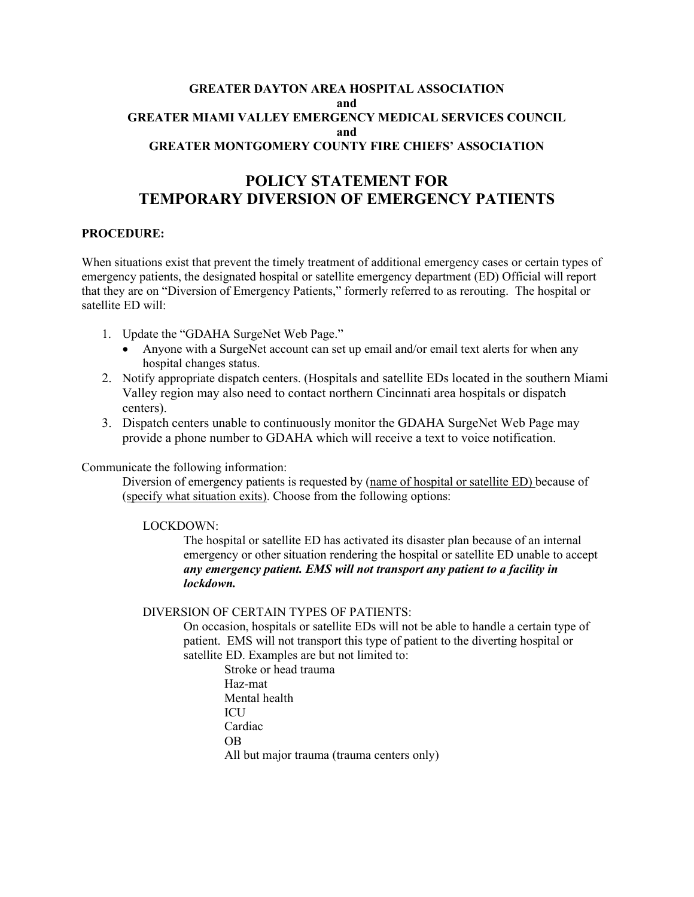**GREATER DAYTON AREA HOSPITAL ASSOCIATION**
**and**
**GREATER MIAMI VALLEY EMERGENCY MEDICAL SERVICES COUNCIL**
**and**
**GREATER MONTGOMERY COUNTY FIRE CHIEFS' ASSOCIATION**

# POLICY STATEMENT FOR TEMPORARY DIVERSION OF EMERGENCY PATIENTS

**PROCEDURE:**

When situations exist that prevent the timely treatment of additional emergency cases or certain types of emergency patients, the designated hospital or satellite emergency department (ED) Official will report that they are on "Diversion of Emergency Patients," formerly referred to as rerouting. The hospital or satellite ED will:

1. Update the "GDAHA SurgeNet Web Page."
   - Anyone with a SurgeNet account can set up email and/or email text alerts for when any hospital changes status.
2. Notify appropriate dispatch centers. (Hospitals and satellite EDs located in the southern Miami Valley region may also need to contact northern Cincinnati area hospitals or dispatch centers).
3. Dispatch centers unable to continuously monitor the GDAHA SurgeNet Web Page may provide a phone number to GDAHA which will receive a text to voice notification.

Communicate the following information:

Diversion of emergency patients is requested by (name of hospital or satellite ED) because of (specify what situation exits). Choose from the following options:

LOCKDOWN:

The hospital or satellite ED has activated its disaster plan because of an internal emergency or other situation rendering the hospital or satellite ED unable to accept ***any emergency patient. EMS will not transport any patient to a facility in lockdown.***

DIVERSION OF CERTAIN TYPES OF PATIENTS:

On occasion, hospitals or satellite EDs will not be able to handle a certain type of patient. EMS will not transport this type of patient to the diverting hospital or satellite ED. Examples are but not limited to:

Stroke or head trauma
Haz-mat
Mental health
ICU
Cardiac
OB
All but major trauma (trauma centers only)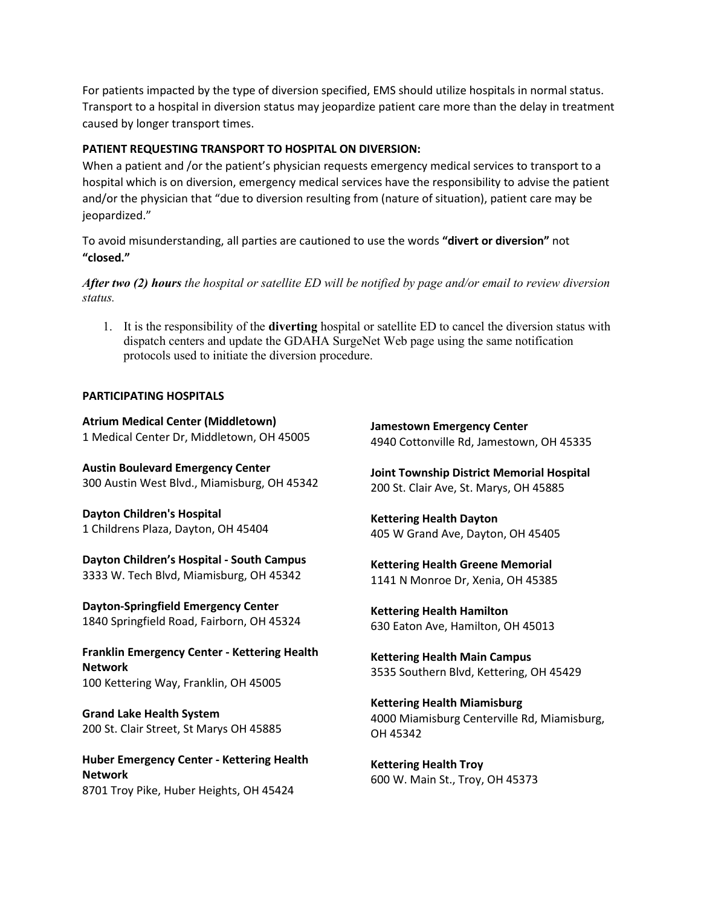For patients impacted by the type of diversion specified, EMS should utilize hospitals in normal status. Transport to a hospital in diversion status may jeopardize patient care more than the delay in treatment caused by longer transport times.

**PATIENT REQUESTING TRANSPORT TO HOSPITAL ON DIVERSION:**

When a patient and /or the patient's physician requests emergency medical services to transport to a hospital which is on diversion, emergency medical services have the responsibility to advise the patient and/or the physician that "due to diversion resulting from (nature of situation), patient care may be jeopardized."

To avoid misunderstanding, all parties are cautioned to use the words **"divert or diversion"** not **"closed."**

***After two (2) hours*** *the hospital or satellite ED will be notified by page and/or email to review diversion status.*

1. It is the responsibility of the **diverting** hospital or satellite ED to cancel the diversion status with dispatch centers and update the GDAHA SurgeNet Web page using the same notification protocols used to initiate the diversion procedure.

**PARTICIPATING HOSPITALS**

**Atrium Medical Center (Middletown)**
1 Medical Center Dr, Middletown, OH 45005

**Austin Boulevard Emergency Center**
300 Austin West Blvd., Miamisburg, OH 45342

**Dayton Children's Hospital**
1 Childrens Plaza, Dayton, OH 45404

**Dayton Children's Hospital - South Campus**
3333 W. Tech Blvd, Miamisburg, OH 45342

**Dayton-Springfield Emergency Center**
1840 Springfield Road, Fairborn, OH 45324

**Franklin Emergency Center - Kettering Health Network**
100 Kettering Way, Franklin, OH 45005

**Grand Lake Health System**
200 St. Clair Street, St Marys OH 45885

**Huber Emergency Center - Kettering Health Network**
8701 Troy Pike, Huber Heights, OH 45424

**Jamestown Emergency Center**
4940 Cottonville Rd, Jamestown, OH 45335

**Joint Township District Memorial Hospital**
200 St. Clair Ave, St. Marys, OH 45885

**Kettering Health Dayton**
405 W Grand Ave, Dayton, OH 45405

**Kettering Health Greene Memorial**
1141 N Monroe Dr, Xenia, OH 45385

**Kettering Health Hamilton**
630 Eaton Ave, Hamilton, OH 45013

**Kettering Health Main Campus**
3535 Southern Blvd, Kettering, OH 45429

**Kettering Health Miamisburg**
4000 Miamisburg Centerville Rd, Miamisburg, OH 45342

**Kettering Health Troy**
600 W. Main St., Troy, OH 45373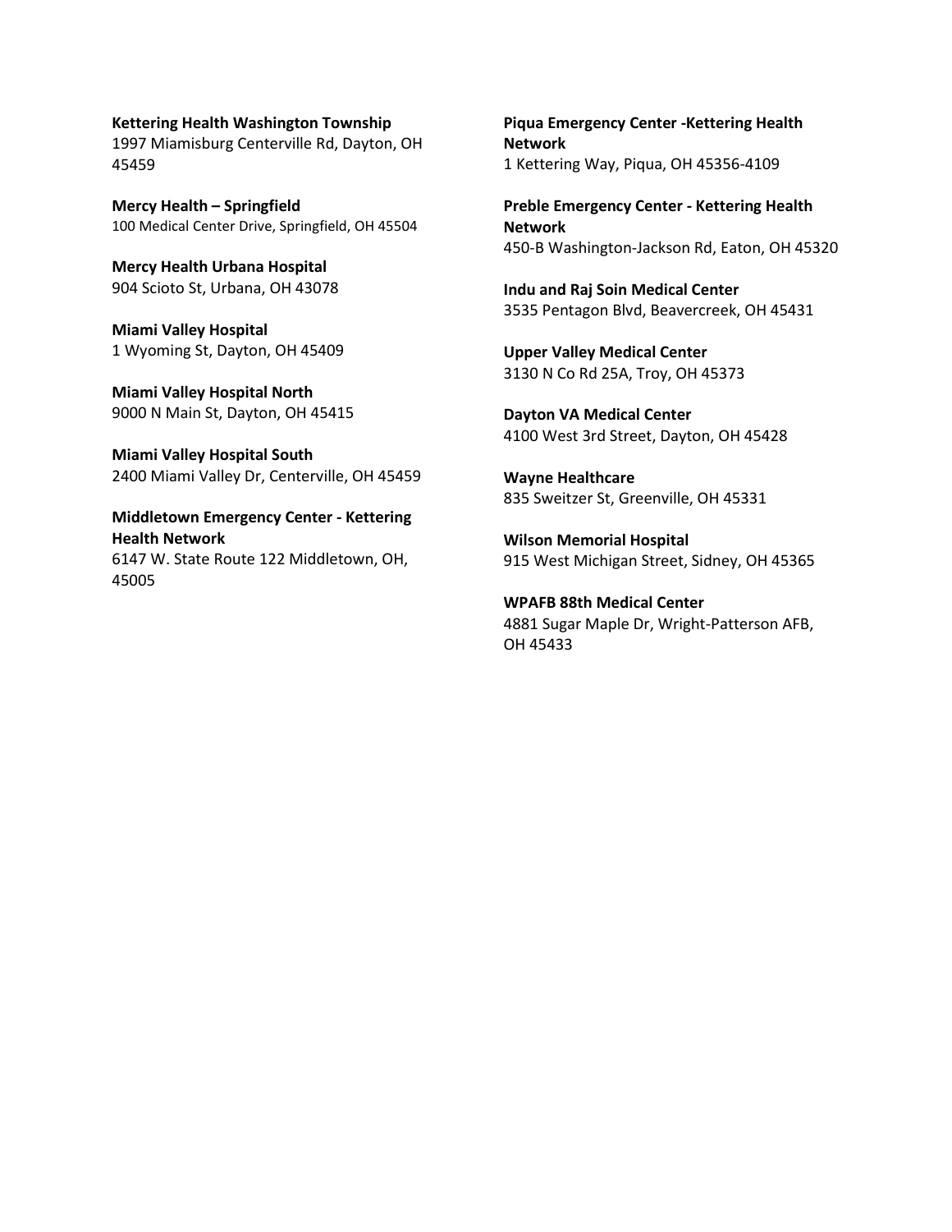**Kettering Health Washington Township**
1997 Miamisburg Centerville Rd, Dayton, OH 45459

**Mercy Health – Springfield**
100 Medical Center Drive, Springfield, OH 45504

**Mercy Health Urbana Hospital**
904 Scioto St, Urbana, OH 43078

**Miami Valley Hospital**
1 Wyoming St, Dayton, OH 45409

**Miami Valley Hospital North**
9000 N Main St, Dayton, OH 45415

**Miami Valley Hospital South**
2400 Miami Valley Dr, Centerville, OH 45459

**Middletown Emergency Center - Kettering Health Network**
6147 W. State Route 122 Middletown, OH, 45005

**Piqua Emergency Center -Kettering Health Network**
1 Kettering Way, Piqua, OH 45356-4109

**Preble Emergency Center - Kettering Health Network**
450-B Washington-Jackson Rd, Eaton, OH 45320

**Indu and Raj Soin Medical Center**
3535 Pentagon Blvd, Beavercreek, OH 45431

**Upper Valley Medical Center**
3130 N Co Rd 25A, Troy, OH 45373

**Dayton VA Medical Center**
4100 West 3rd Street, Dayton, OH 45428

**Wayne Healthcare**
835 Sweitzer St, Greenville, OH 45331

**Wilson Memorial Hospital**
915 West Michigan Street, Sidney, OH 45365

**WPAFB 88th Medical Center**
4881 Sugar Maple Dr, Wright-Patterson AFB, OH 45433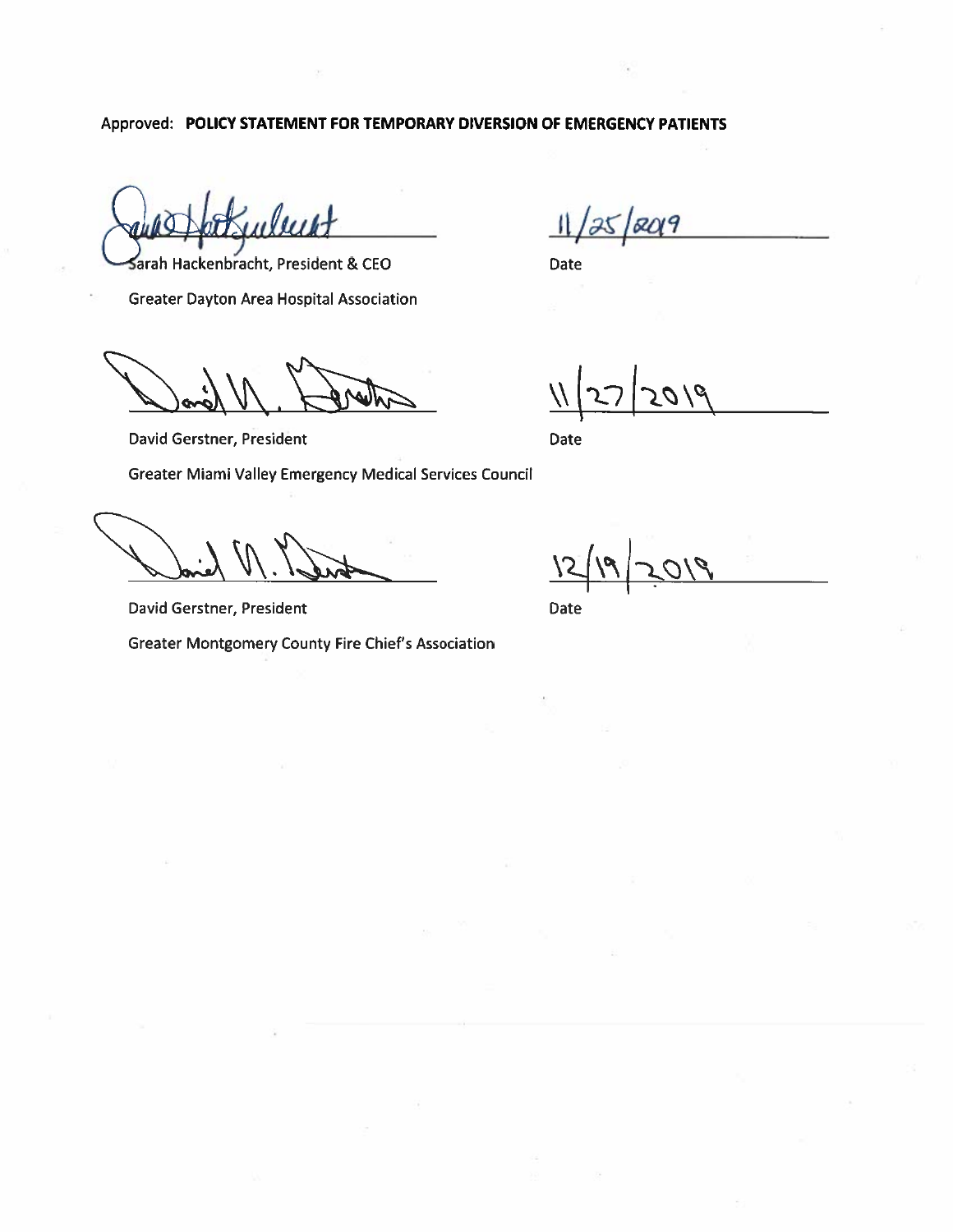Approved: **POLICY STATEMENT FOR TEMPORARY DIVERSION OF EMERGENCY PATIENTS**

Sarah Hackenbracht, President & CEO

Greater Dayton Area Hospital Association

Date: 11/25/2019

David Gerstner, President

Greater Miami Valley Emergency Medical Services Council

Date: 11/27/2019

David Gerstner, President

Greater Montgomery County Fire Chief's Association

Date: 12/19/2019